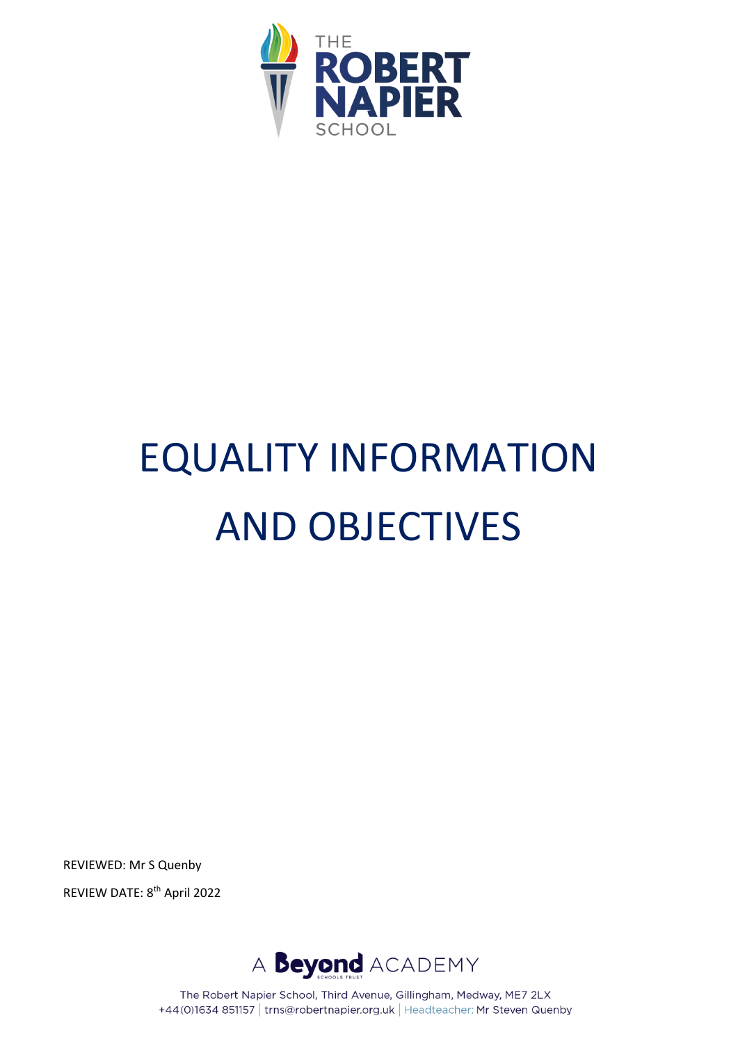THE ROBERT NAPIER SCHOOL

# EQUALITY INFORMATION AND OBJECTIVES

REVIEWED: Mr S Quenby

REVIEW DATE: 8th April 2022

A Beyond ACADEMY

The Robert Napier School, Third Avenue, Gillingham, Medway, ME7 2LX
+44(0)1634 851157 | trns@robertnapier.org.uk | Headteacher: Mr Steven Quenby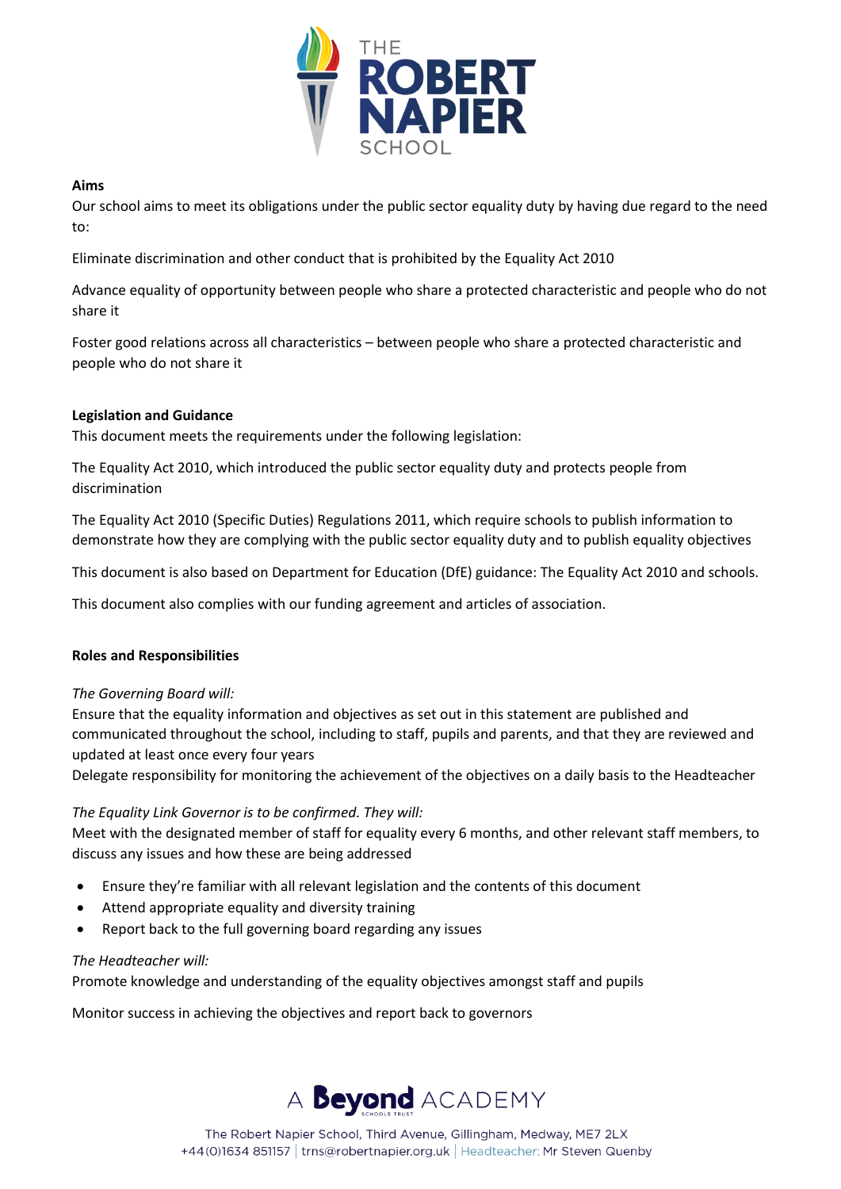**Aims**

Our school aims to meet its obligations under the public sector equality duty by having due regard to the need to:

Eliminate discrimination and other conduct that is prohibited by the Equality Act 2010

Advance equality of opportunity between people who share a protected characteristic and people who do not share it

Foster good relations across all characteristics – between people who share a protected characteristic and people who do not share it

**Legislation and Guidance**

This document meets the requirements under the following legislation:

The Equality Act 2010, which introduced the public sector equality duty and protects people from discrimination

The Equality Act 2010 (Specific Duties) Regulations 2011, which require schools to publish information to demonstrate how they are complying with the public sector equality duty and to publish equality objectives

This document is also based on Department for Education (DfE) guidance: The Equality Act 2010 and schools.

This document also complies with our funding agreement and articles of association.

**Roles and Responsibilities**

*The Governing Board will:*

Ensure that the equality information and objectives as set out in this statement are published and communicated throughout the school, including to staff, pupils and parents, and that they are reviewed and updated at least once every four years

Delegate responsibility for monitoring the achievement of the objectives on a daily basis to the Headteacher

*The Equality Link Governor is to be confirmed. They will:*

Meet with the designated member of staff for equality every 6 months, and other relevant staff members, to discuss any issues and how these are being addressed

- Ensure they're familiar with all relevant legislation and the contents of this document
- Attend appropriate equality and diversity training
- Report back to the full governing board regarding any issues

*The Headteacher will:*

Promote knowledge and understanding of the equality objectives amongst staff and pupils

Monitor success in achieving the objectives and report back to governors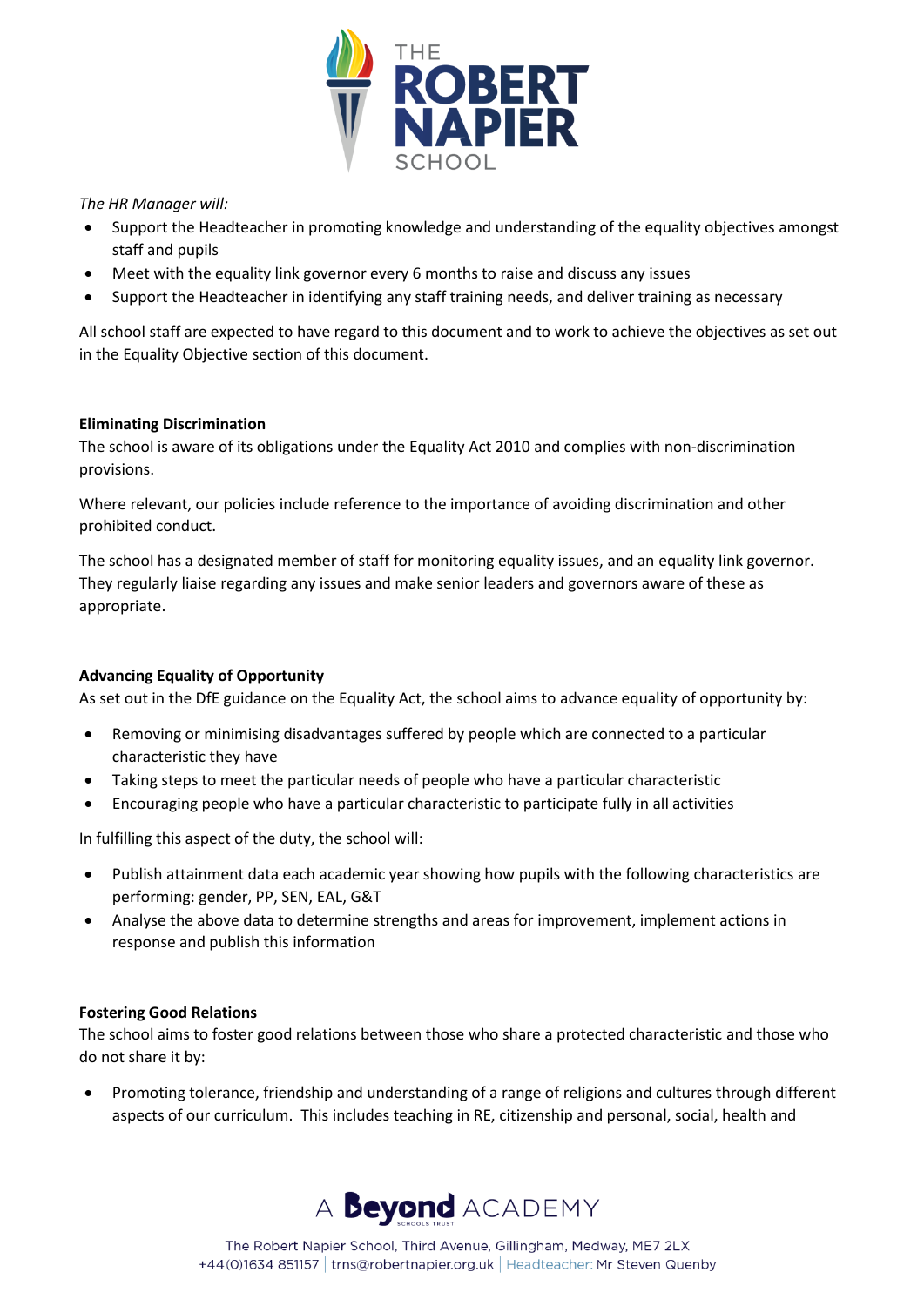*The HR Manager will:*

- Support the Headteacher in promoting knowledge and understanding of the equality objectives amongst staff and pupils
- Meet with the equality link governor every 6 months to raise and discuss any issues
- Support the Headteacher in identifying any staff training needs, and deliver training as necessary

All school staff are expected to have regard to this document and to work to achieve the objectives as set out in the Equality Objective section of this document.

**Eliminating Discrimination**

The school is aware of its obligations under the Equality Act 2010 and complies with non-discrimination provisions.

Where relevant, our policies include reference to the importance of avoiding discrimination and other prohibited conduct.

The school has a designated member of staff for monitoring equality issues, and an equality link governor. They regularly liaise regarding any issues and make senior leaders and governors aware of these as appropriate.

**Advancing Equality of Opportunity**

As set out in the DfE guidance on the Equality Act, the school aims to advance equality of opportunity by:

- Removing or minimising disadvantages suffered by people which are connected to a particular characteristic they have
- Taking steps to meet the particular needs of people who have a particular characteristic
- Encouraging people who have a particular characteristic to participate fully in all activities

In fulfilling this aspect of the duty, the school will:

- Publish attainment data each academic year showing how pupils with the following characteristics are performing: gender, PP, SEN, EAL, G&T
- Analyse the above data to determine strengths and areas for improvement, implement actions in response and publish this information

**Fostering Good Relations**

The school aims to foster good relations between those who share a protected characteristic and those who do not share it by:

- Promoting tolerance, friendship and understanding of a range of religions and cultures through different aspects of our curriculum. This includes teaching in RE, citizenship and personal, social, health and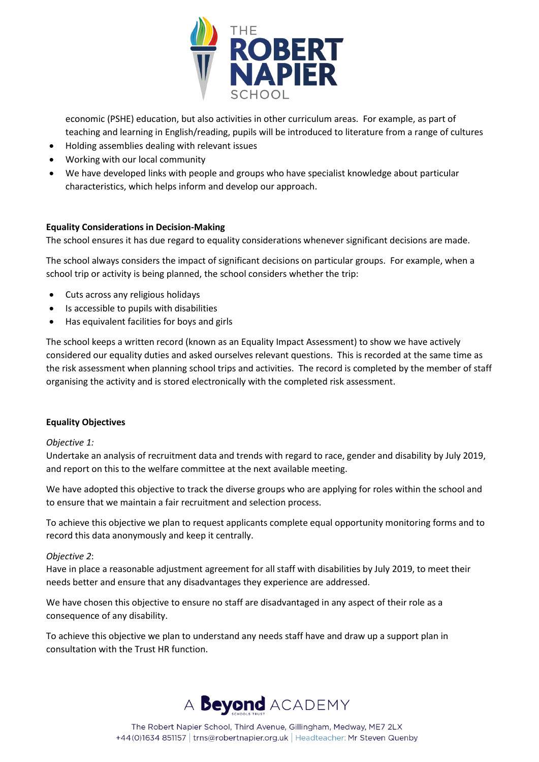economic (PSHE) education, but also activities in other curriculum areas. For example, as part of teaching and learning in English/reading, pupils will be introduced to literature from a range of cultures

- Holding assemblies dealing with relevant issues
- Working with our local community
- We have developed links with people and groups who have specialist knowledge about particular characteristics, which helps inform and develop our approach.

**Equality Considerations in Decision-Making**

The school ensures it has due regard to equality considerations whenever significant decisions are made.

The school always considers the impact of significant decisions on particular groups. For example, when a school trip or activity is being planned, the school considers whether the trip:

- Cuts across any religious holidays
- Is accessible to pupils with disabilities
- Has equivalent facilities for boys and girls

The school keeps a written record (known as an Equality Impact Assessment) to show we have actively considered our equality duties and asked ourselves relevant questions. This is recorded at the same time as the risk assessment when planning school trips and activities. The record is completed by the member of staff organising the activity and is stored electronically with the completed risk assessment.

**Equality Objectives**

*Objective 1:*

Undertake an analysis of recruitment data and trends with regard to race, gender and disability by July 2019, and report on this to the welfare committee at the next available meeting.

We have adopted this objective to track the diverse groups who are applying for roles within the school and to ensure that we maintain a fair recruitment and selection process.

To achieve this objective we plan to request applicants complete equal opportunity monitoring forms and to record this data anonymously and keep it centrally.

*Objective 2*:

Have in place a reasonable adjustment agreement for all staff with disabilities by July 2019, to meet their needs better and ensure that any disadvantages they experience are addressed.

We have chosen this objective to ensure no staff are disadvantaged in any aspect of their role as a consequence of any disability.

To achieve this objective we plan to understand any needs staff have and draw up a support plan in consultation with the Trust HR function.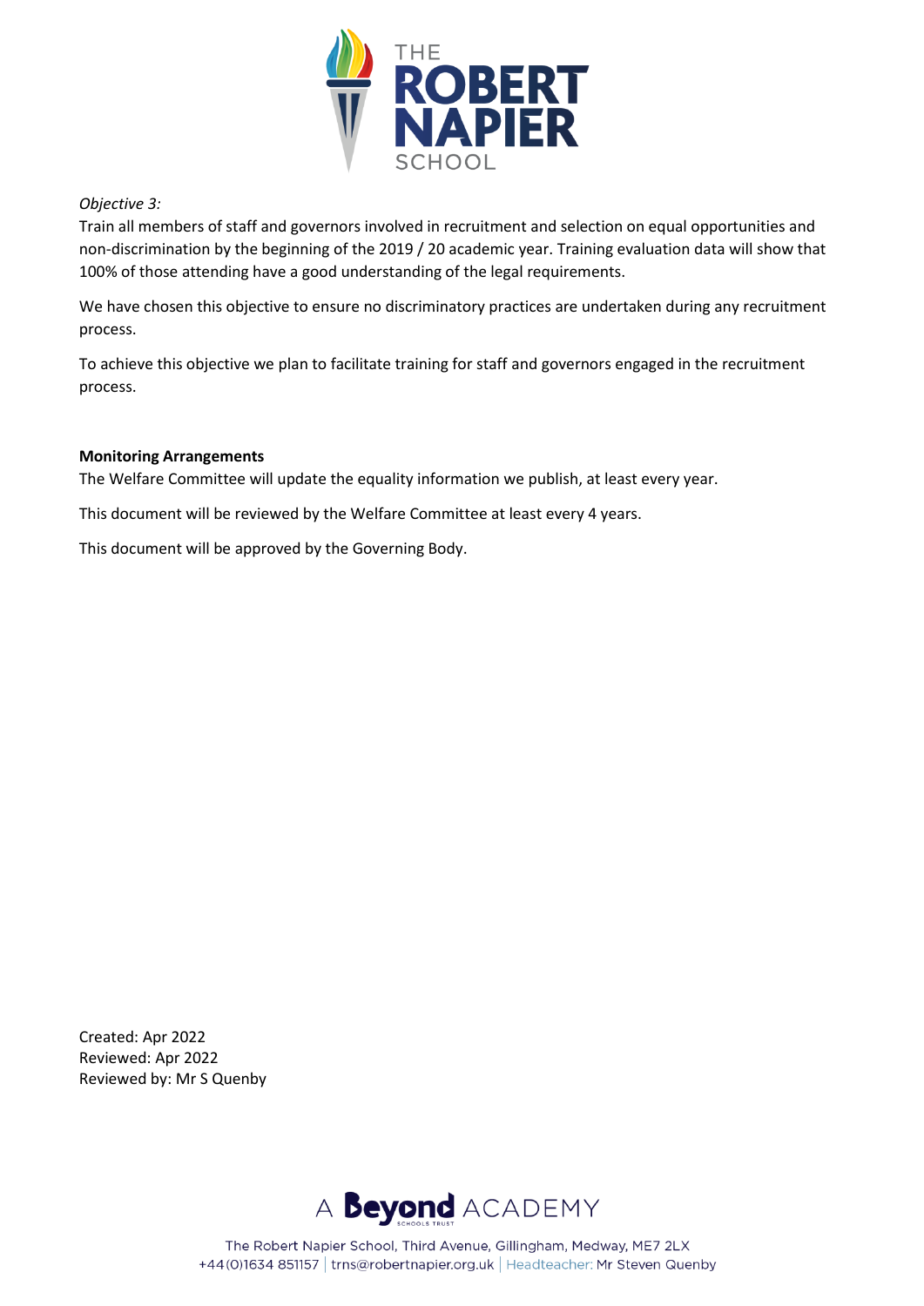*Objective 3:*

Train all members of staff and governors involved in recruitment and selection on equal opportunities and non-discrimination by the beginning of the 2019 / 20 academic year. Training evaluation data will show that 100% of those attending have a good understanding of the legal requirements.

We have chosen this objective to ensure no discriminatory practices are undertaken during any recruitment process.

To achieve this objective we plan to facilitate training for staff and governors engaged in the recruitment process.

**Monitoring Arrangements**

The Welfare Committee will update the equality information we publish, at least every year.

This document will be reviewed by the Welfare Committee at least every 4 years.

This document will be approved by the Governing Body.

Created: Apr 2022
Reviewed: Apr 2022
Reviewed by: Mr S Quenby